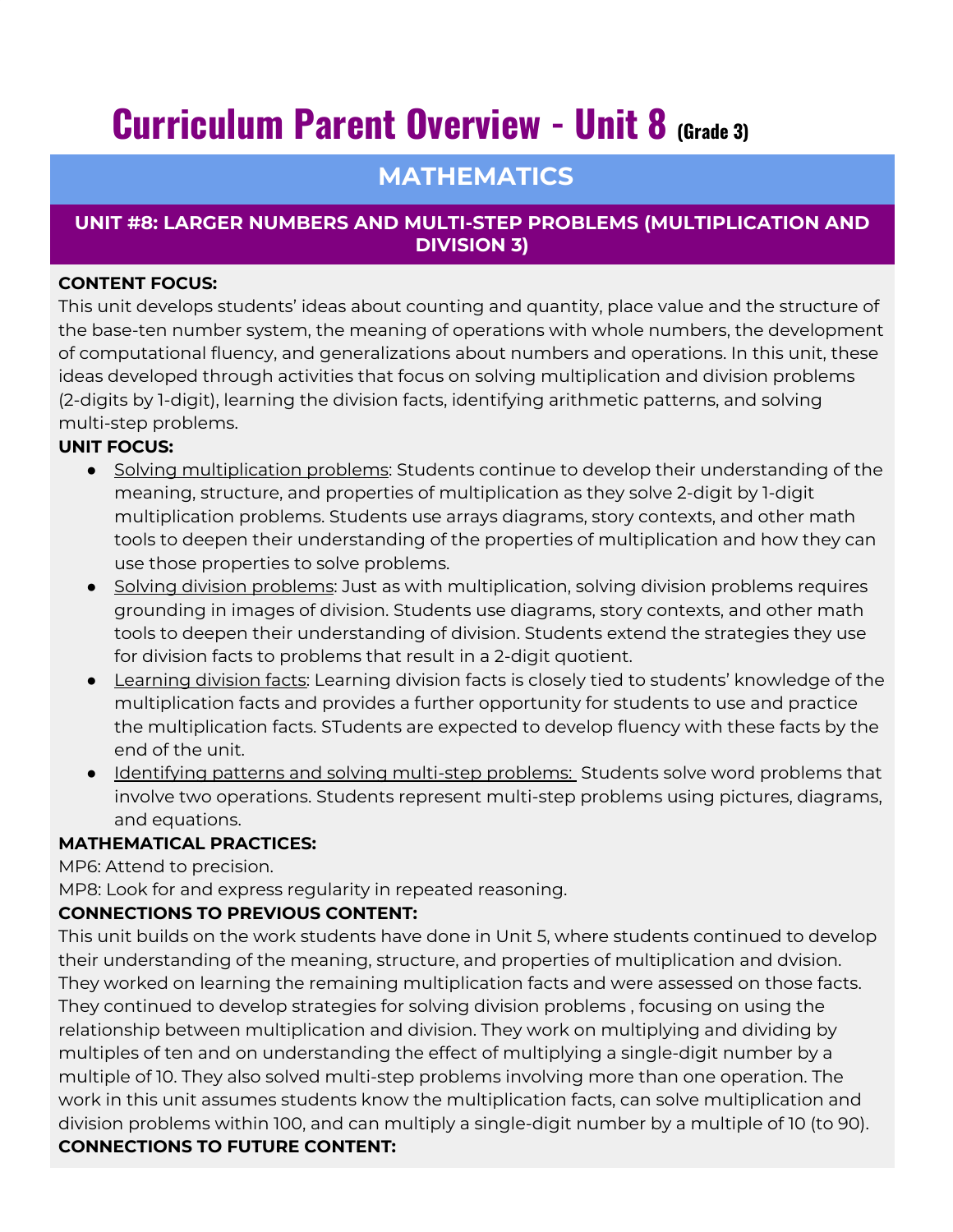# Curriculum Parent Overview - Unit 8 (Grade 3)

## MATHEMATICS

### UNIT #8: LARGER NUMBERS AND MULTI-STEP PROBLEMS (MULTIPLICATION AND DIVISION 3)

**CONTENT FOCUS:**
This unit develops students' ideas about counting and quantity, place value and the structure of the base-ten number system, the meaning of operations with whole numbers, the development of computational fluency, and generalizations about numbers and operations. In this unit, these ideas developed through activities that focus on solving multiplication and division problems (2-digits by 1-digit), learning the division facts, identifying arithmetic patterns, and solving multi-step problems.

**UNIT FOCUS:**

- Solving multiplication problems: Students continue to develop their understanding of the meaning, structure, and properties of multiplication as they solve 2-digit by 1-digit multiplication problems. Students use arrays diagrams, story contexts, and other math tools to deepen their understanding of the properties of multiplication and how they can use those properties to solve problems.
- Solving division problems: Just as with multiplication, solving division problems requires grounding in images of division. Students use diagrams, story contexts, and other math tools to deepen their understanding of division. Students extend the strategies they use for division facts to problems that result in a 2-digit quotient.
- Learning division facts: Learning division facts is closely tied to students' knowledge of the multiplication facts and provides a further opportunity for students to use and practice the multiplication facts. STudents are expected to develop fluency with these facts by the end of the unit.
- Identifying patterns and solving multi-step problems: Students solve word problems that involve two operations. Students represent multi-step problems using pictures, diagrams, and equations.

**MATHEMATICAL PRACTICES:**
MP6: Attend to precision.
MP8: Look for and express regularity in repeated reasoning.

**CONNECTIONS TO PREVIOUS CONTENT:**
This unit builds on the work students have done in Unit 5, where students continued to develop their understanding of the meaning, structure, and properties of multiplication and dvision. They worked on learning the remaining multiplication facts and were assessed on those facts. They continued to develop strategies for solving division problems , focusing on using the relationship between multiplication and division. They work on multiplying and dividing by multiples of ten and on understanding the effect of multiplying a single-digit number by a multiple of 10. They also solved multi-step problems involving more than one operation. The work in this unit assumes students know the multiplication facts, can solve multiplication and division problems within 100, and can multiply a single-digit number by a multiple of 10 (to 90).

**CONNECTIONS TO FUTURE CONTENT:**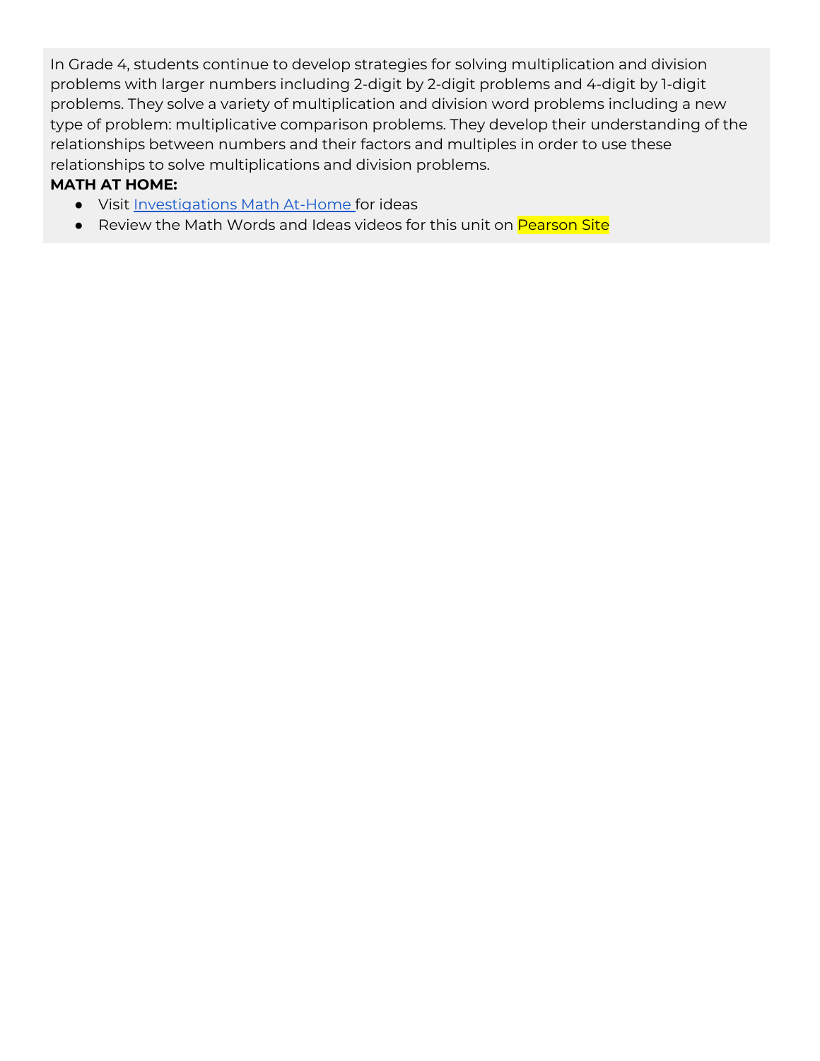In Grade 4, students continue to develop strategies for solving multiplication and division problems with larger numbers including 2-digit by 2-digit problems and 4-digit by 1-digit problems. They solve a variety of multiplication and division word problems including a new type of problem: multiplicative comparison problems. They develop their understanding of the relationships between numbers and their factors and multiples in order to use these relationships to solve multiplications and division problems.

**MATH AT HOME:**

- Visit Investigations Math At-Home for ideas
- Review the Math Words and Ideas videos for this unit on Pearson Site